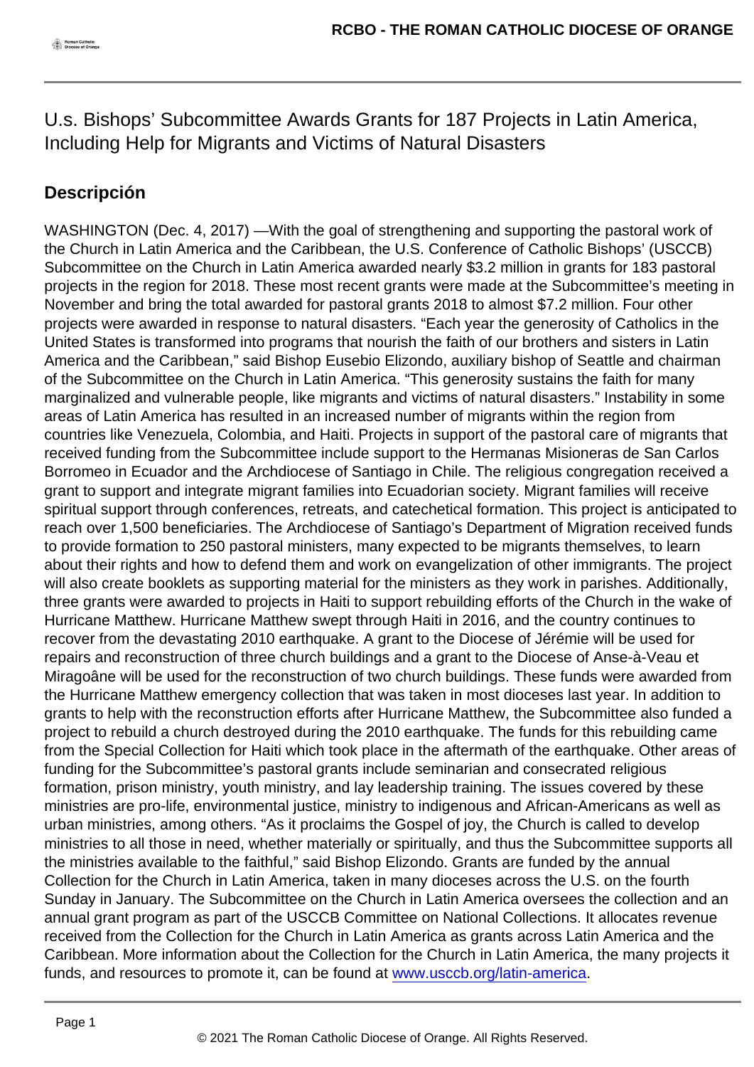# U.s. Bishops' Subcommittee Awards Grants for 187 Projects in Latin America, Including Help for Migrants and Victims of Natural Disasters

## Descripción

WASHINGTON (Dec. 4, 2017) —With the goal of strengthening and supporting the pastoral work of the Church in Latin America and the Caribbean, the U.S. Conference of Catholic Bishops' (USCCB) Subcommittee on the Church in Latin America awarded nearly $3.2 million in grants for 183 pastoral projects in the region for 2018. These most recent grants were made at the Subcommittee's meeting in November and bring the total awarded for pastoral grants 2018 to almost $7.2 million. Four other projects were awarded in response to natural disasters. "Each year the generosity of Catholics in the United States is transformed into programs that nourish the faith of our brothers and sisters in Latin America and the Caribbean," said Bishop Eusebio Elizondo, auxiliary bishop of Seattle and chairman of the Subcommittee on the Church in Latin America. "This generosity sustains the faith for many marginalized and vulnerable people, like migrants and victims of natural disasters." Instability in some areas of Latin America has resulted in an increased number of migrants within the region from countries like Venezuela, Colombia, and Haiti. Projects in support of the pastoral care of migrants that received funding from the Subcommittee include support to the Hermanas Misioneras de San Carlos Borromeo in Ecuador and the Archdiocese of Santiago in Chile. The religious congregation received a grant to support and integrate migrant families into Ecuadorian society. Migrant families will receive spiritual support through conferences, retreats, and catechetical formation. This project is anticipated to reach over 1,500 beneficiaries. The Archdiocese of Santiago's Department of Migration received funds to provide formation to 250 pastoral ministers, many expected to be migrants themselves, to learn about their rights and how to defend them and work on evangelization of other immigrants. The project will also create booklets as supporting material for the ministers as they work in parishes. Additionally, three grants were awarded to projects in Haiti to support rebuilding efforts of the Church in the wake of Hurricane Matthew. Hurricane Matthew swept through Haiti in 2016, and the country continues to recover from the devastating 2010 earthquake. A grant to the Diocese of Jérémie will be used for repairs and reconstruction of three church buildings and a grant to the Diocese of Anse-à-Veau et Miragoâne will be used for the reconstruction of two church buildings. These funds were awarded from the Hurricane Matthew emergency collection that was taken in most dioceses last year. In addition to grants to help with the reconstruction efforts after Hurricane Matthew, the Subcommittee also funded a project to rebuild a church destroyed during the 2010 earthquake. The funds for this rebuilding came from the Special Collection for Haiti which took place in the aftermath of the earthquake. Other areas of funding for the Subcommittee's pastoral grants include seminarian and consecrated religious formation, prison ministry, youth ministry, and lay leadership training. The issues covered by these ministries are pro-life, environmental justice, ministry to indigenous and African-Americans as well as urban ministries, among others. "As it proclaims the Gospel of joy, the Church is called to develop ministries to all those in need, whether materially or spiritually, and thus the Subcommittee supports all the ministries available to the faithful," said Bishop Elizondo. Grants are funded by the annual Collection for the Church in Latin America, taken in many dioceses across the U.S. on the fourth Sunday in January. The Subcommittee on the Church in Latin America oversees the collection and an annual grant program as part of the USCCB Committee on National Collections. It allocates revenue received from the Collection for the Church in Latin America as grants across Latin America and the Caribbean. More information about the Collection for the Church in Latin America, the many projects it funds, and resources to promote it, can be found at [www.usccb.org/latin-america](http://www.usccb.org/latin-america).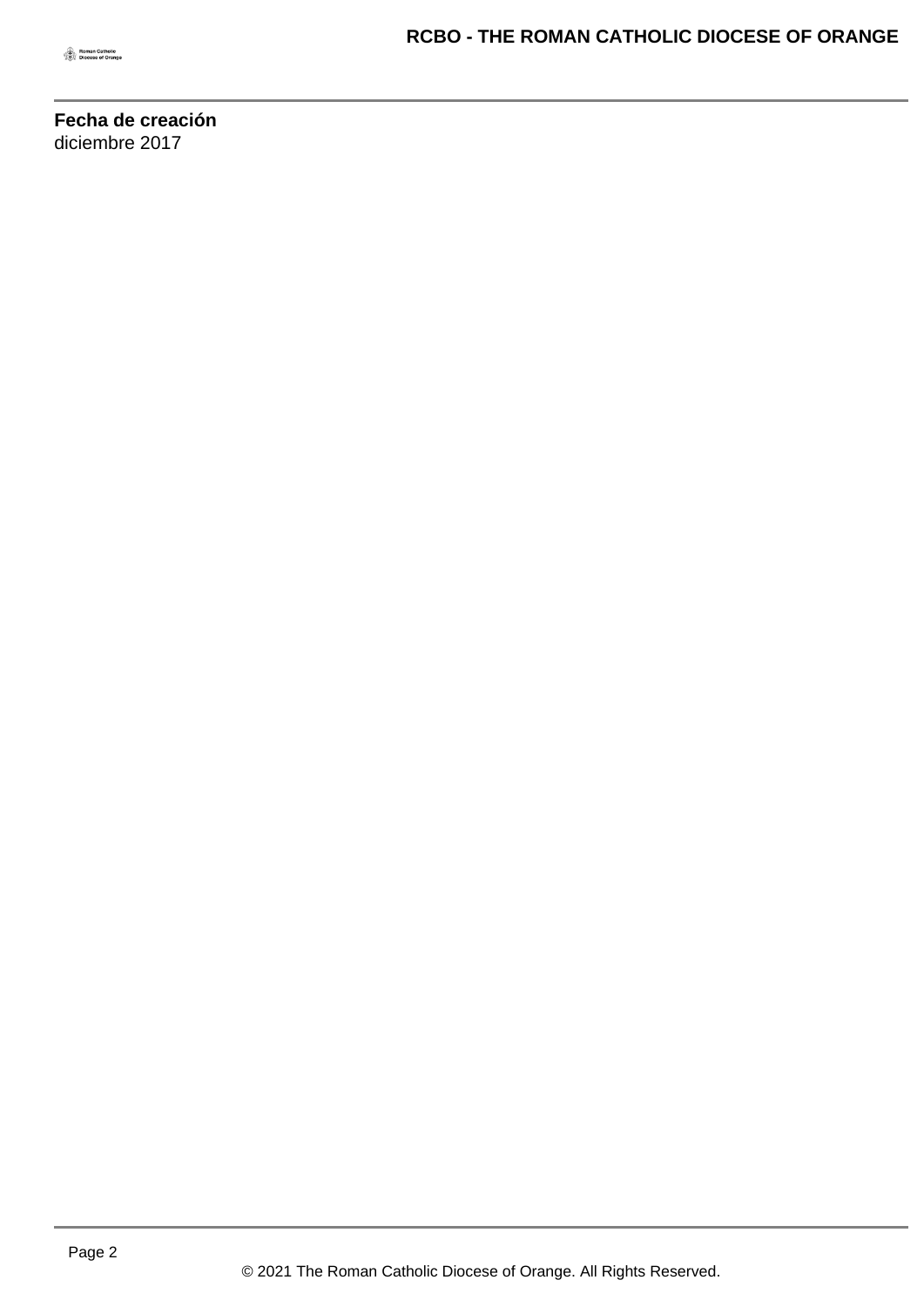**Fecha de creación**
diciembre 2017